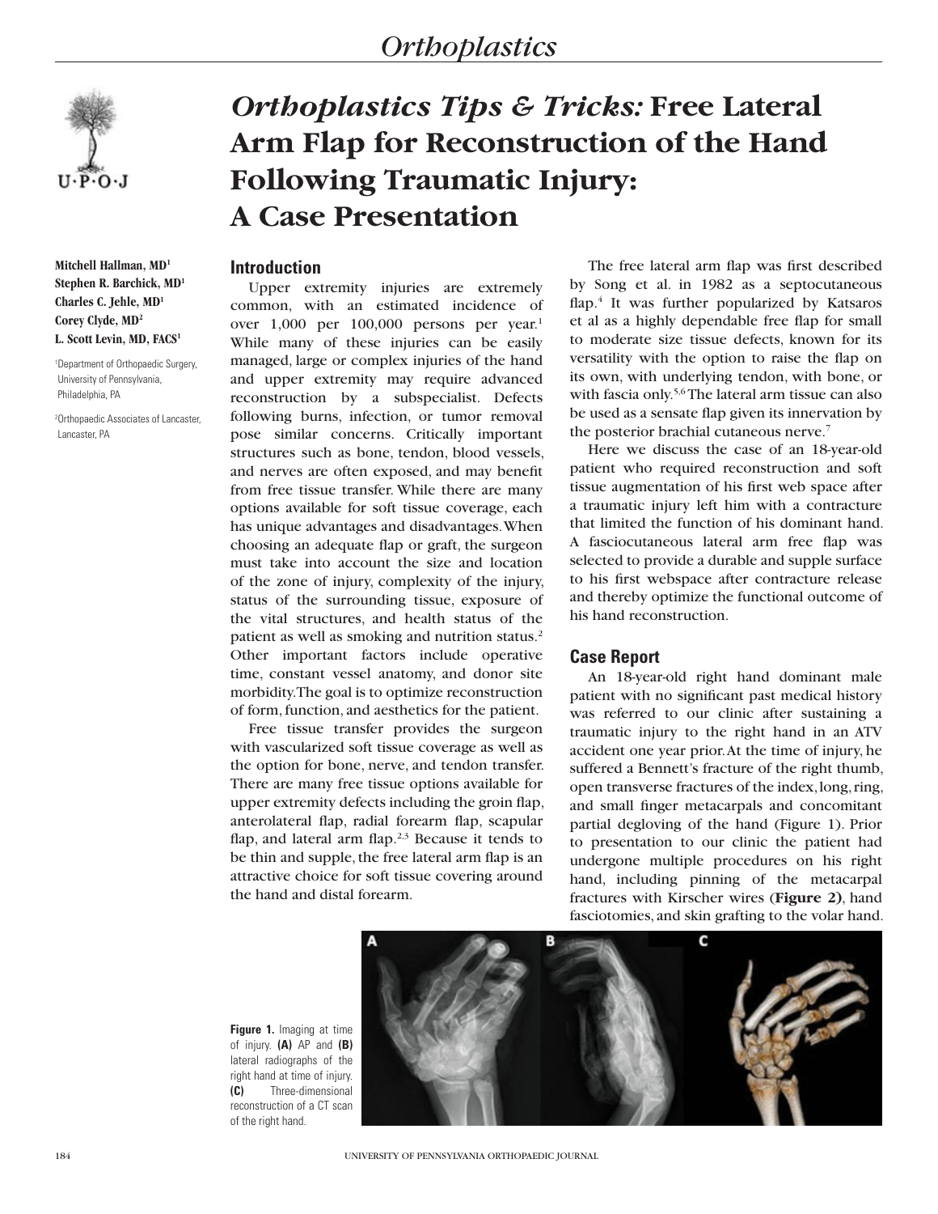# *Orthoplastics Tips & Tricks:* Free Lateral Arm Flap for Reconstruction of the Hand Following Traumatic Injury: A Case Presentation

**Mitchell Hallman, MD[1]**
**Stephen R. Barchick, MD[1]**
**Charles C. Jehle, MD[1]**
**Corey Clyde, MD[2]**
**L. Scott Levin, MD, FACS[1]**

[1]Department of Orthopaedic Surgery, University of Pennsylvania, Philadelphia, PA

[2]Orthopaedic Associates of Lancaster, Lancaster, PA

## Introduction

Upper extremity injuries are extremely common, with an estimated incidence of over 1,000 per 100,000 persons per year.[1] While many of these injuries can be easily managed, large or complex injuries of the hand and upper extremity may require advanced reconstruction by a subspecialist. Defects following burns, infection, or tumor removal pose similar concerns. Critically important structures such as bone, tendon, blood vessels, and nerves are often exposed, and may benefit from free tissue transfer. While there are many options available for soft tissue coverage, each has unique advantages and disadvantages. When choosing an adequate flap or graft, the surgeon must take into account the size and location of the zone of injury, complexity of the injury, status of the surrounding tissue, exposure of the vital structures, and health status of the patient as well as smoking and nutrition status.[2] Other important factors include operative time, constant vessel anatomy, and donor site morbidity. The goal is to optimize reconstruction of form, function, and aesthetics for the patient.

Free tissue transfer provides the surgeon with vascularized soft tissue coverage as well as the option for bone, nerve, and tendon transfer. There are many free tissue options available for upper extremity defects including the groin flap, anterolateral flap, radial forearm flap, scapular flap, and lateral arm flap.[2,3] Because it tends to be thin and supple, the free lateral arm flap is an attractive choice for soft tissue covering around the hand and distal forearm.

The free lateral arm flap was first described by Song et al. in 1982 as a septocutaneous flap.[4] It was further popularized by Katsaros et al as a highly dependable free flap for small to moderate size tissue defects, known for its versatility with the option to raise the flap on its own, with underlying tendon, with bone, or with fascia only.[5,6] The lateral arm tissue can also be used as a sensate flap given its innervation by the posterior brachial cutaneous nerve.[7]

Here we discuss the case of an 18-year-old patient who required reconstruction and soft tissue augmentation of his first web space after a traumatic injury left him with a contracture that limited the function of his dominant hand. A fasciocutaneous lateral arm free flap was selected to provide a durable and supple surface to his first webspace after contracture release and thereby optimize the functional outcome of his hand reconstruction.

## Case Report

An 18-year-old right hand dominant male patient with no significant past medical history was referred to our clinic after sustaining a traumatic injury to the right hand in an ATV accident one year prior. At the time of injury, he suffered a Bennett's fracture of the right thumb, open transverse fractures of the index, long, ring, and small finger metacarpals and concomitant partial degloving of the hand (Figure 1). Prior to presentation to our clinic the patient had undergone multiple procedures on his right hand, including pinning of the metacarpal fractures with Kirscher wires (**Figure 2**), hand fasciotomies, and skin grafting to the volar hand.

**Figure 1.** Imaging at time of injury. **(A)** AP and **(B)** lateral radiographs of the right hand at time of injury. **(C)** Three-dimensional reconstruction of a CT scan of the right hand.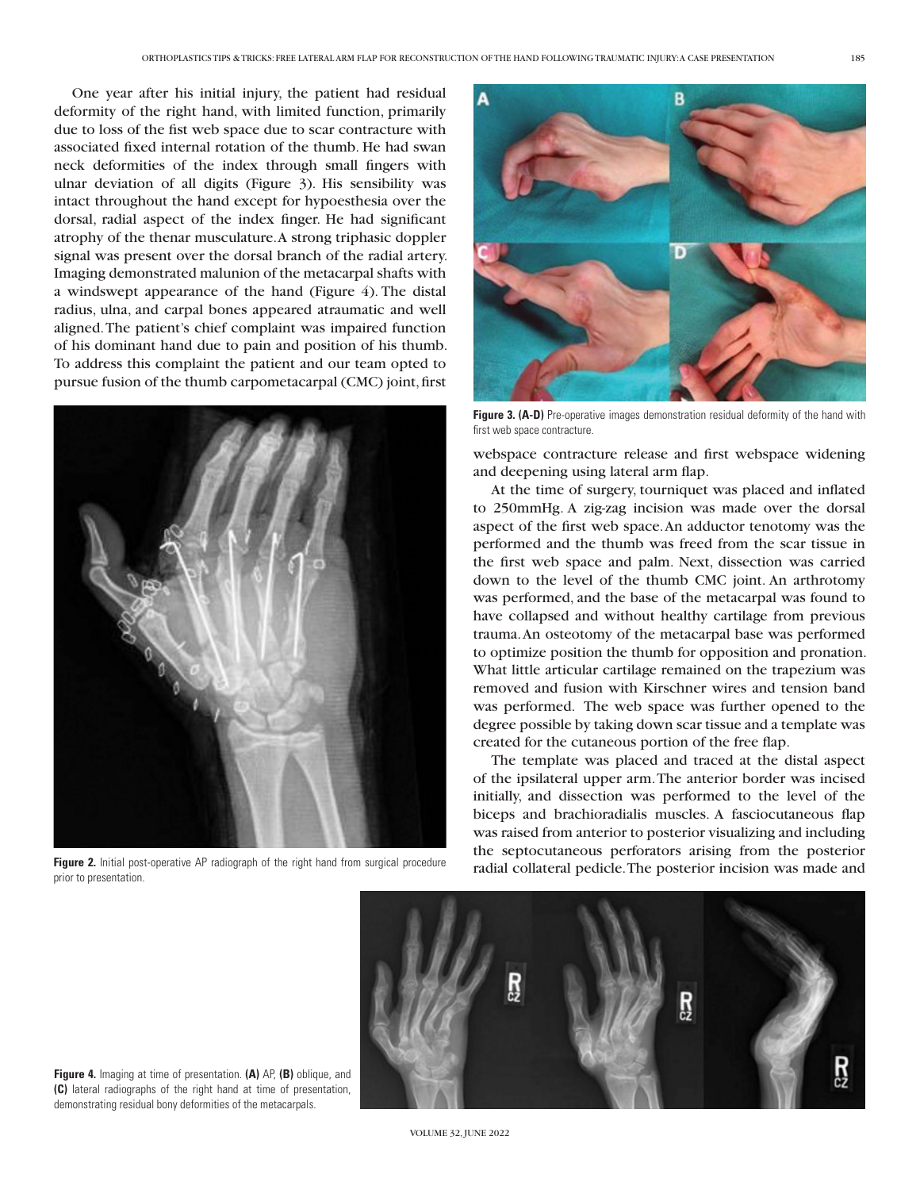One year after his initial injury, the patient had residual deformity of the right hand, with limited function, primarily due to loss of the fist web space due to scar contracture with associated fixed internal rotation of the thumb. He had swan neck deformities of the index through small fingers with ulnar deviation of all digits (Figure 3). His sensibility was intact throughout the hand except for hypoesthesia over the dorsal, radial aspect of the index finger. He had significant atrophy of the thenar musculature. A strong triphasic doppler signal was present over the dorsal branch of the radial artery. Imaging demonstrated malunion of the metacarpal shafts with a windswept appearance of the hand (Figure 4). The distal radius, ulna, and carpal bones appeared atraumatic and well aligned. The patient's chief complaint was impaired function of his dominant hand due to pain and position of his thumb. To address this complaint the patient and our team opted to pursue fusion of the thumb carpometacarpal (CMC) joint, first webspace contracture release and first webspace widening and deepening using lateral arm flap.

**Figure 2.** Initial post-operative AP radiograph of the right hand from surgical procedure prior to presentation.

**Figure 3. (A-D)** Pre-operative images demonstration residual deformity of the hand with first web space contracture.

At the time of surgery, tourniquet was placed and inflated to 250mmHg. A zig-zag incision was made over the dorsal aspect of the first web space. An adductor tenotomy was the performed and the thumb was freed from the scar tissue in the first web space and palm. Next, dissection was carried down to the level of the thumb CMC joint. An arthrotomy was performed, and the base of the metacarpal was found to have collapsed and without healthy cartilage from previous trauma. An osteotomy of the metacarpal base was performed to optimize position the thumb for opposition and pronation. What little articular cartilage remained on the trapezium was removed and fusion with Kirschner wires and tension band was performed. The web space was further opened to the degree possible by taking down scar tissue and a template was created for the cutaneous portion of the free flap.

The template was placed and traced at the distal aspect of the ipsilateral upper arm. The anterior border was incised initially, and dissection was performed to the level of the biceps and brachioradialis muscles. A fasciocutaneous flap was raised from anterior to posterior visualizing and including the septocutaneous perforators arising from the posterior radial collateral pedicle. The posterior incision was made and

**Figure 4.** Imaging at time of presentation. **(A)** AP, **(B)** oblique, and **(C)** lateral radiographs of the right hand at time of presentation, demonstrating residual bony deformities of the metacarpals.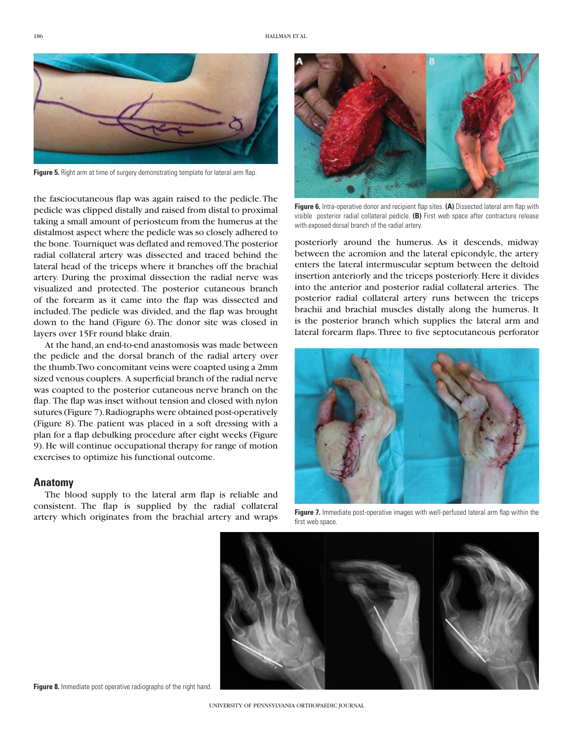Figure 5. Right arm at time of surgery demonstrating template for lateral arm flap.

the fasciocutaneous flap was again raised to the pedicle. The pedicle was clipped distally and raised from distal to proximal taking a small amount of periosteum from the humerus at the distalmost aspect where the pedicle was so closely adhered to the bone. Tourniquet was deflated and removed. The posterior radial collateral artery was dissected and traced behind the lateral head of the triceps where it branches off the brachial artery. During the proximal dissection the radial nerve was visualized and protected. The posterior cutaneous branch of the forearm as it came into the flap was dissected and included. The pedicle was divided, and the flap was brought down to the hand (Figure 6). The donor site was closed in layers over 15Fr round blake drain.

At the hand, an end-to-end anastomosis was made between the pedicle and the dorsal branch of the radial artery over the thumb. Two concomitant veins were coapted using a 2mm sized venous couplers. A superficial branch of the radial nerve was coapted to the posterior cutaneous nerve branch on the flap. The flap was inset without tension and closed with nylon sutures (Figure 7). Radiographs were obtained post-operatively (Figure 8). The patient was placed in a soft dressing with a plan for a flap debulking procedure after eight weeks (Figure 9). He will continue occupational therapy for range of motion exercises to optimize his functional outcome.

## Anatomy

The blood supply to the lateral arm flap is reliable and consistent. The flap is supplied by the radial collateral artery which originates from the brachial artery and wraps posteriorly around the humerus. As it descends, midway between the acromion and the lateral epicondyle, the artery enters the lateral intermuscular septum between the deltoid insertion anteriorly and the triceps posteriorly. Here it divides into the anterior and posterior radial collateral arteries. The posterior radial collateral artery runs between the triceps brachii and brachial muscles distally along the humerus. It is the posterior branch which supplies the lateral arm and lateral forearm flaps. Three to five septocutaneous perforator

**Figure 6.** Intra-operative donor and recipient flap sites. **(A)** Dissected lateral arm flap with visible posterior radial collateral pedicle. **(B)** First web space after contracture release with exposed dorsal branch of the radial artery.

**Figure 7.** Immediate post-operative images with well-perfused lateral arm flap within the first web space.

**Figure 8.** Immediate post operative radiographs of the right hand.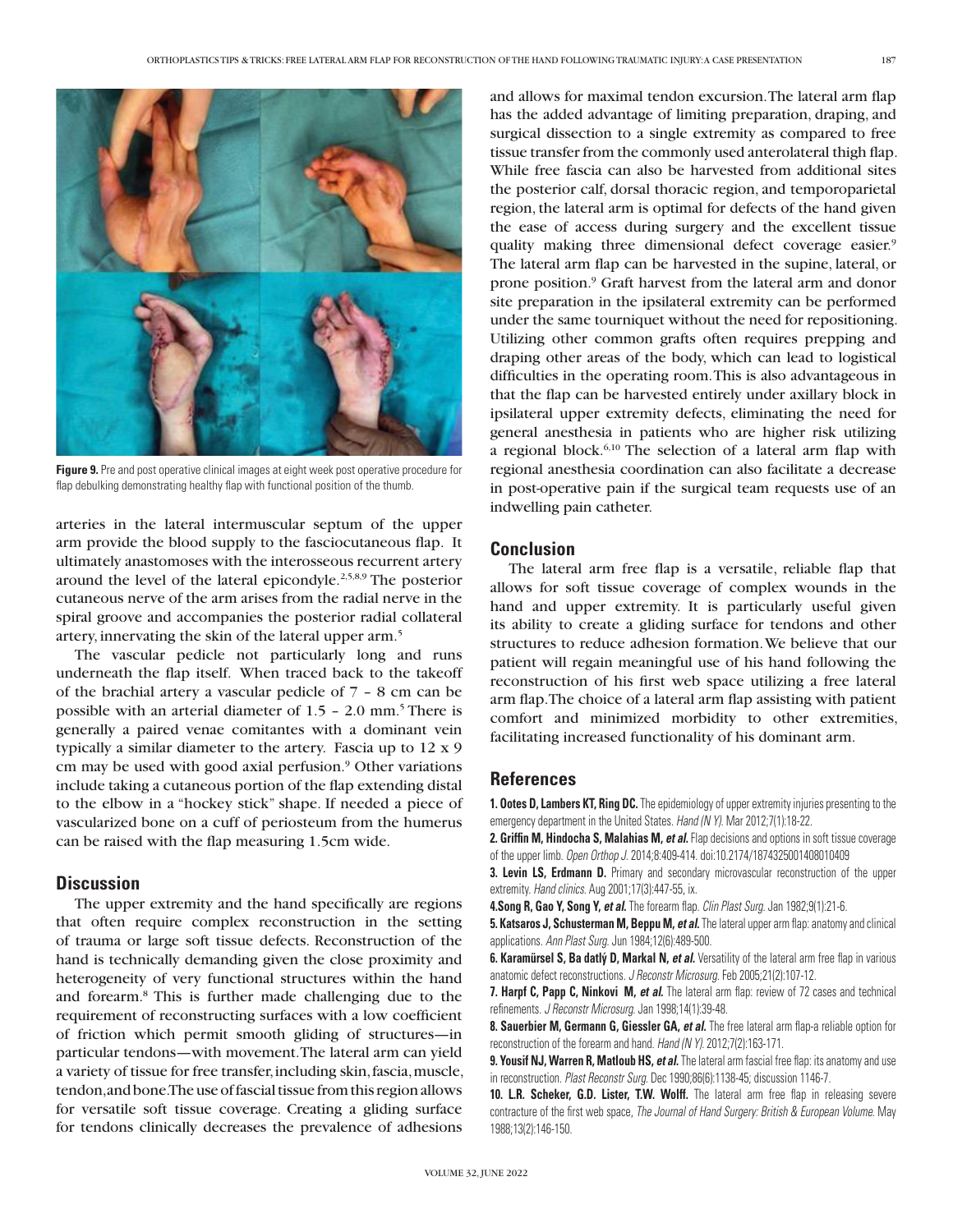**Figure 9.** Pre and post operative clinical images at eight week post operative procedure for flap debulking demonstrating healthy flap with functional position of the thumb.

arteries in the lateral intermuscular septum of the upper arm provide the blood supply to the fasciocutaneous flap. It ultimately anastomoses with the interosseous recurrent artery around the level of the lateral epicondyle.[2,5,8,9] The posterior cutaneous nerve of the arm arises from the radial nerve in the spiral groove and accompanies the posterior radial collateral artery, innervating the skin of the lateral upper arm.[5]

The vascular pedicle not particularly long and runs underneath the flap itself. When traced back to the takeoff of the brachial artery a vascular pedicle of 7 – 8 cm can be possible with an arterial diameter of 1.5 – 2.0 mm.[5] There is generally a paired venae comitantes with a dominant vein typically a similar diameter to the artery. Fascia up to 12 x 9 cm may be used with good axial perfusion.[9] Other variations include taking a cutaneous portion of the flap extending distal to the elbow in a "hockey stick" shape. If needed a piece of vascularized bone on a cuff of periosteum from the humerus can be raised with the flap measuring 1.5cm wide.

## Discussion

The upper extremity and the hand specifically are regions that often require complex reconstruction in the setting of trauma or large soft tissue defects. Reconstruction of the hand is technically demanding given the close proximity and heterogeneity of very functional structures within the hand and forearm.[8] This is further made challenging due to the requirement of reconstructing surfaces with a low coefficient of friction which permit smooth gliding of structures—in particular tendons—with movement. The lateral arm can yield a variety of tissue for free transfer, including skin, fascia, muscle, tendon, and bone. The use of fascial tissue from this region allows for versatile soft tissue coverage. Creating a gliding surface for tendons clinically decreases the prevalence of adhesions and allows for maximal tendon excursion. The lateral arm flap has the added advantage of limiting preparation, draping, and surgical dissection to a single extremity as compared to free tissue transfer from the commonly used anterolateral thigh flap. While free fascia can also be harvested from additional sites the posterior calf, dorsal thoracic region, and temporoparietal region, the lateral arm is optimal for defects of the hand given the ease of access during surgery and the excellent tissue quality making three dimensional defect coverage easier.[9] The lateral arm flap can be harvested in the supine, lateral, or prone position.[9] Graft harvest from the lateral arm and donor site preparation in the ipsilateral extremity can be performed under the same tourniquet without the need for repositioning. Utilizing other common grafts often requires prepping and draping other areas of the body, which can lead to logistical difficulties in the operating room. This is also advantageous in that the flap can be harvested entirely under axillary block in ipsilateral upper extremity defects, eliminating the need for general anesthesia in patients who are higher risk utilizing a regional block.[6,10] The selection of a lateral arm flap with regional anesthesia coordination can also facilitate a decrease in post-operative pain if the surgical team requests use of an indwelling pain catheter.

## Conclusion

The lateral arm free flap is a versatile, reliable flap that allows for soft tissue coverage of complex wounds in the hand and upper extremity. It is particularly useful given its ability to create a gliding surface for tendons and other structures to reduce adhesion formation. We believe that our patient will regain meaningful use of his hand following the reconstruction of his first web space utilizing a free lateral arm flap. The choice of a lateral arm flap assisting with patient comfort and minimized morbidity to other extremities, facilitating increased functionality of his dominant arm.

## References

**1. Ootes D, Lambers KT, Ring DC.** The epidemiology of upper extremity injuries presenting to the emergency department in the United States. *Hand (N Y).* Mar 2012;7(1):18-22.

**2. Griffin M, Hindocha S, Malahias M, *et al.*** Flap decisions and options in soft tissue coverage of the upper limb. *Open Orthop J.* 2014;8:409-414. doi:10.2174/1874325001408010409

**3. Levin LS, Erdmann D.** Primary and secondary microvascular reconstruction of the upper extremity. *Hand clinics.* Aug 2001;17(3):447-55, ix.

**4.Song R, Gao Y, Song Y, *et al.*** The forearm flap. *Clin Plast Surg.* Jan 1982;9(1):21-6.

**5. Katsaros J, Schusterman M, Beppu M, *et al.*** The lateral upper arm flap: anatomy and clinical applications. *Ann Plast Surg.* Jun 1984;12(6):489-500.

**6. Karamürsel S, Ba datlý D, Markal N, *et al.*** Versatility of the lateral arm free flap in various anatomic defect reconstructions. *J Reconstr Microsurg.* Feb 2005;21(2):107-12.

**7. Harpf C, Papp C, Ninkovi M, *et al.*** The lateral arm flap: review of 72 cases and technical refinements. *J Reconstr Microsurg.* Jan 1998;14(1):39-48.

**8. Sauerbier M, Germann G, Giessler GA, *et al.*** The free lateral arm flap-a reliable option for reconstruction of the forearm and hand. *Hand (N Y).* 2012;7(2):163-171.

**9. Yousif NJ, Warren R, Matloub HS, *et al.*** The lateral arm fascial free flap: its anatomy and use in reconstruction. *Plast Reconstr Surg.* Dec 1990;86(6):1138-45; discussion 1146-7.

**10. L.R. Scheker, G.D. Lister, T.W. Wolff.** The lateral arm free flap in releasing severe contracture of the first web space, *The Journal of Hand Surgery: British & European Volume.* May 1988;13(2):146-150.